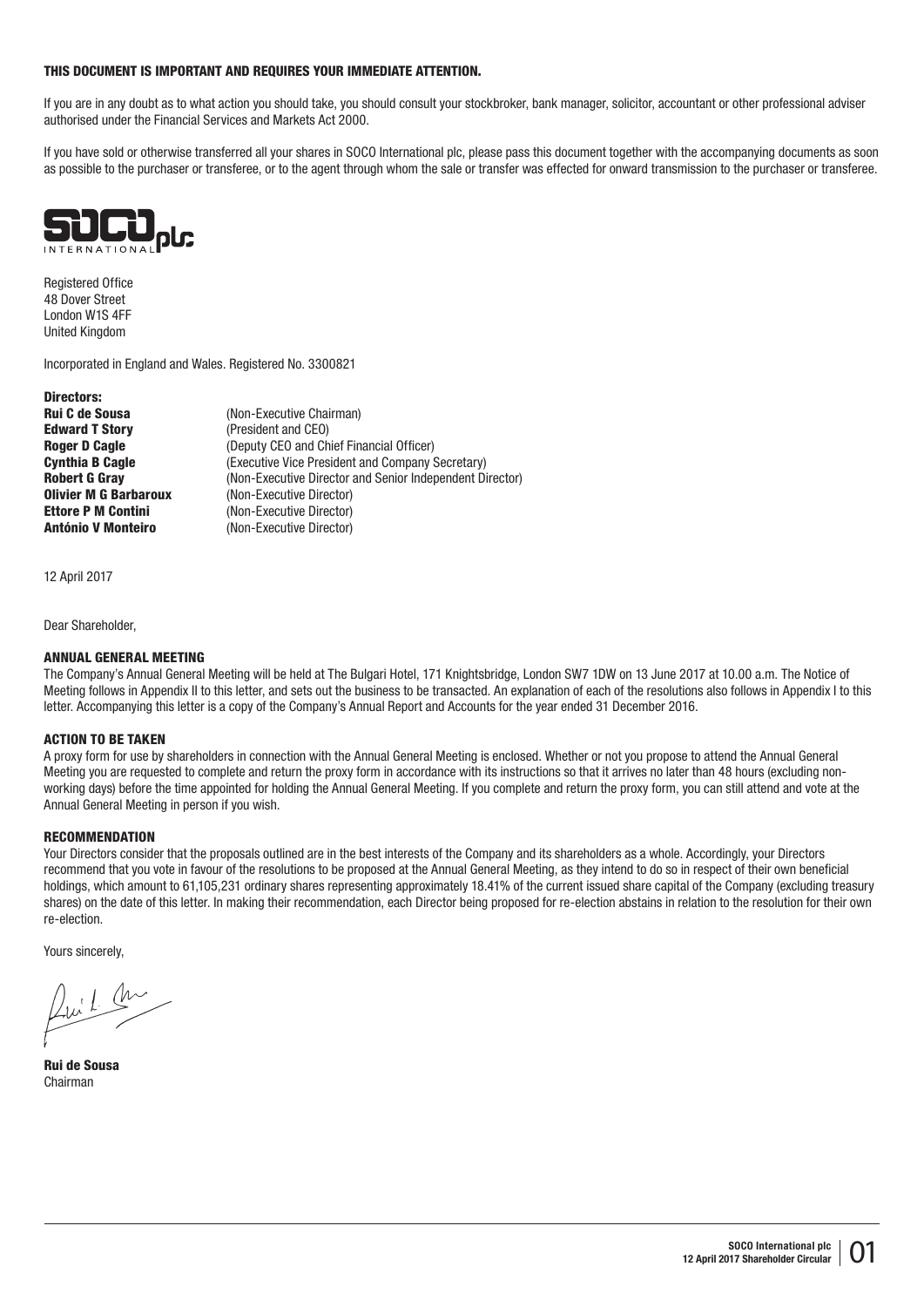**THIS DOCUMENT IS IMPORTANT AND REQUIRES YOUR IMMEDIATE ATTENTION.**

If you are in any doubt as to what action you should take, you should consult your stockbroker, bank manager, solicitor, accountant or other professional adviser authorised under the Financial Services and Markets Act 2000.

If you have sold or otherwise transferred all your shares in SOCO International plc, please pass this document together with the accompanying documents as soon as possible to the purchaser or transferee, or to the agent through whom the sale or transfer was effected for onward transmission to the purchaser or transferee.

SOCO INTERNATIONAL plc

Registered Office
48 Dover Street
London W1S 4FF
United Kingdom

Incorporated in England and Wales. Registered No. 3300821

**Directors:**

| | |
|---|---|
| **Rui C de Sousa** | (Non-Executive Chairman) |
| **Edward T Story** | (President and CEO) |
| **Roger D Cagle** | (Deputy CEO and Chief Financial Officer) |
| **Cynthia B Cagle** | (Executive Vice President and Company Secretary) |
| **Robert G Gray** | (Non-Executive Director and Senior Independent Director) |
| **Olivier M G Barbaroux** | (Non-Executive Director) |
| **Ettore P M Contini** | (Non-Executive Director) |
| **António V Monteiro** | (Non-Executive Director) |

12 April 2017

Dear Shareholder,

## ANNUAL GENERAL MEETING

The Company's Annual General Meeting will be held at The Bulgari Hotel, 171 Knightsbridge, London SW7 1DW on 13 June 2017 at 10.00 a.m. The Notice of Meeting follows in Appendix II to this letter, and sets out the business to be transacted. An explanation of each of the resolutions also follows in Appendix I to this letter. Accompanying this letter is a copy of the Company's Annual Report and Accounts for the year ended 31 December 2016.

## ACTION TO BE TAKEN

A proxy form for use by shareholders in connection with the Annual General Meeting is enclosed. Whether or not you propose to attend the Annual General Meeting you are requested to complete and return the proxy form in accordance with its instructions so that it arrives no later than 48 hours (excluding non-working days) before the time appointed for holding the Annual General Meeting. If you complete and return the proxy form, you can still attend and vote at the Annual General Meeting in person if you wish.

## RECOMMENDATION

Your Directors consider that the proposals outlined are in the best interests of the Company and its shareholders as a whole. Accordingly, your Directors recommend that you vote in favour of the resolutions to be proposed at the Annual General Meeting, as they intend to do so in respect of their own beneficial holdings, which amount to 61,105,231 ordinary shares representing approximately 18.41% of the current issued share capital of the Company (excluding treasury shares) on the date of this letter. In making their recommendation, each Director being proposed for re-election abstains in relation to the resolution for their own re-election.

Yours sincerely,

**Rui de Sousa**
Chairman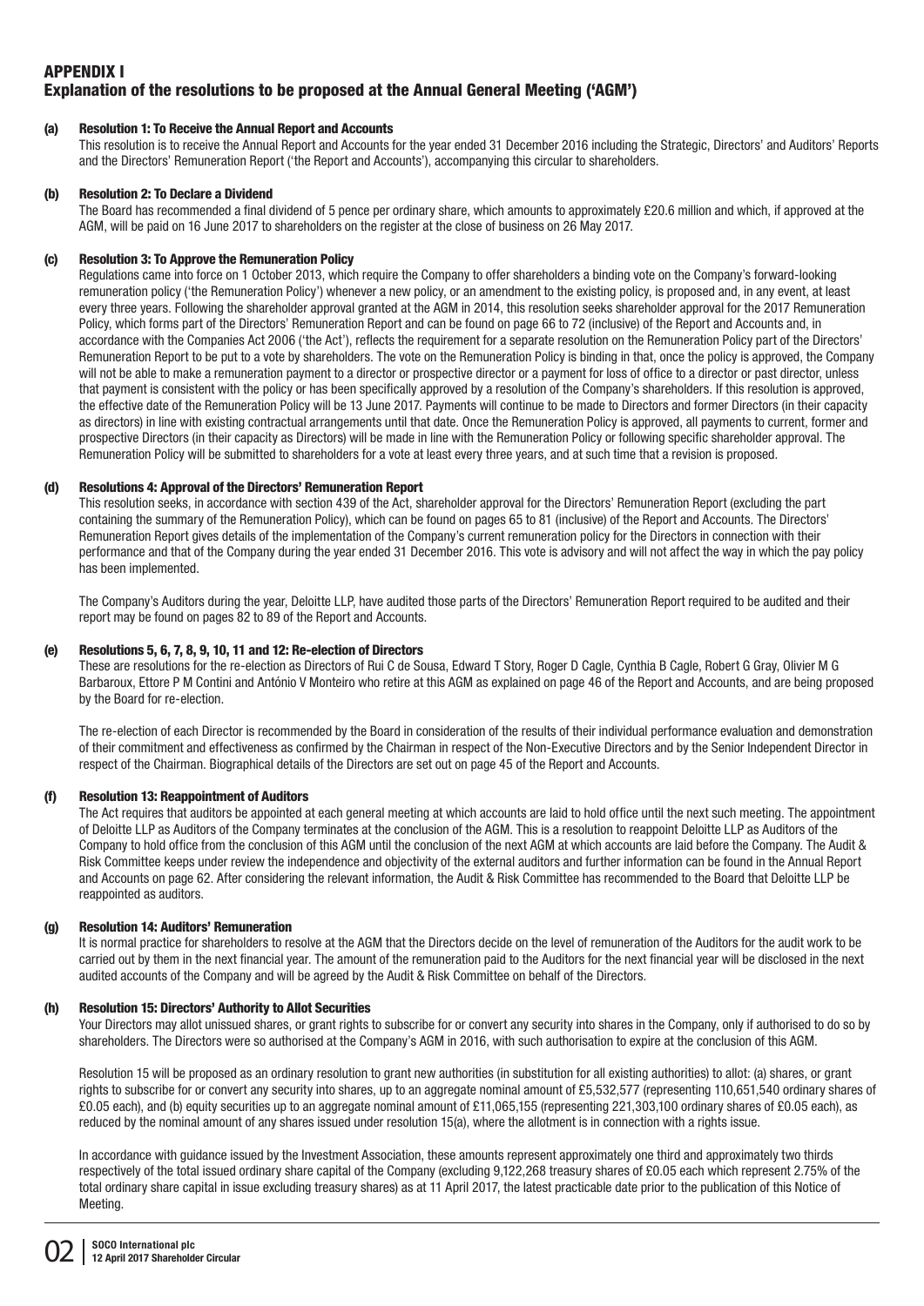# APPENDIX I

## Explanation of the resolutions to be proposed at the Annual General Meeting ('AGM')

### (a) Resolution 1: To Receive the Annual Report and Accounts

This resolution is to receive the Annual Report and Accounts for the year ended 31 December 2016 including the Strategic, Directors' and Auditors' Reports and the Directors' Remuneration Report ('the Report and Accounts'), accompanying this circular to shareholders.

### (b) Resolution 2: To Declare a Dividend

The Board has recommended a final dividend of 5 pence per ordinary share, which amounts to approximately £20.6 million and which, if approved at the AGM, will be paid on 16 June 2017 to shareholders on the register at the close of business on 26 May 2017.

### (c) Resolution 3: To Approve the Remuneration Policy

Regulations came into force on 1 October 2013, which require the Company to offer shareholders a binding vote on the Company's forward-looking remuneration policy ('the Remuneration Policy') whenever a new policy, or an amendment to the existing policy, is proposed and, in any event, at least every three years. Following the shareholder approval granted at the AGM in 2014, this resolution seeks shareholder approval for the 2017 Remuneration Policy, which forms part of the Directors' Remuneration Report and can be found on page 66 to 72 (inclusive) of the Report and Accounts and, in accordance with the Companies Act 2006 ('the Act'), reflects the requirement for a separate resolution on the Remuneration Policy part of the Directors' Remuneration Report to be put to a vote by shareholders. The vote on the Remuneration Policy is binding in that, once the policy is approved, the Company will not be able to make a remuneration payment to a director or prospective director or a payment for loss of office to a director or past director, unless that payment is consistent with the policy or has been specifically approved by a resolution of the Company's shareholders. If this resolution is approved, the effective date of the Remuneration Policy will be 13 June 2017. Payments will continue to be made to Directors and former Directors (in their capacity as directors) in line with existing contractual arrangements until that date. Once the Remuneration Policy is approved, all payments to current, former and prospective Directors (in their capacity as Directors) will be made in line with the Remuneration Policy or following specific shareholder approval. The Remuneration Policy will be submitted to shareholders for a vote at least every three years, and at such time that a revision is proposed.

### (d) Resolutions 4: Approval of the Directors' Remuneration Report

This resolution seeks, in accordance with section 439 of the Act, shareholder approval for the Directors' Remuneration Report (excluding the part containing the summary of the Remuneration Policy), which can be found on pages 65 to 81 (inclusive) of the Report and Accounts. The Directors' Remuneration Report gives details of the implementation of the Company's current remuneration policy for the Directors in connection with their performance and that of the Company during the year ended 31 December 2016. This vote is advisory and will not affect the way in which the pay policy has been implemented.

The Company's Auditors during the year, Deloitte LLP, have audited those parts of the Directors' Remuneration Report required to be audited and their report may be found on pages 82 to 89 of the Report and Accounts.

### (e) Resolutions 5, 6, 7, 8, 9, 10, 11 and 12: Re-election of Directors

These are resolutions for the re-election as Directors of Rui C de Sousa, Edward T Story, Roger D Cagle, Cynthia B Cagle, Robert G Gray, Olivier M G Barbaroux, Ettore P M Contini and António V Monteiro who retire at this AGM as explained on page 46 of the Report and Accounts, and are being proposed by the Board for re-election.

The re-election of each Director is recommended by the Board in consideration of the results of their individual performance evaluation and demonstration of their commitment and effectiveness as confirmed by the Chairman in respect of the Non-Executive Directors and by the Senior Independent Director in respect of the Chairman. Biographical details of the Directors are set out on page 45 of the Report and Accounts.

### (f) Resolution 13: Reappointment of Auditors

The Act requires that auditors be appointed at each general meeting at which accounts are laid to hold office until the next such meeting. The appointment of Deloitte LLP as Auditors of the Company terminates at the conclusion of the AGM. This is a resolution to reappoint Deloitte LLP as Auditors of the Company to hold office from the conclusion of this AGM until the conclusion of the next AGM at which accounts are laid before the Company. The Audit & Risk Committee keeps under review the independence and objectivity of the external auditors and further information can be found in the Annual Report and Accounts on page 62. After considering the relevant information, the Audit & Risk Committee has recommended to the Board that Deloitte LLP be reappointed as auditors.

### (g) Resolution 14: Auditors' Remuneration

It is normal practice for shareholders to resolve at the AGM that the Directors decide on the level of remuneration of the Auditors for the audit work to be carried out by them in the next financial year. The amount of the remuneration paid to the Auditors for the next financial year will be disclosed in the next audited accounts of the Company and will be agreed by the Audit & Risk Committee on behalf of the Directors.

### (h) Resolution 15: Directors' Authority to Allot Securities

Your Directors may allot unissued shares, or grant rights to subscribe for or convert any security into shares in the Company, only if authorised to do so by shareholders. The Directors were so authorised at the Company's AGM in 2016, with such authorisation to expire at the conclusion of this AGM.

Resolution 15 will be proposed as an ordinary resolution to grant new authorities (in substitution for all existing authorities) to allot: (a) shares, or grant rights to subscribe for or convert any security into shares, up to an aggregate nominal amount of £5,532,577 (representing 110,651,540 ordinary shares of £0.05 each), and (b) equity securities up to an aggregate nominal amount of £11,065,155 (representing 221,303,100 ordinary shares of £0.05 each), as reduced by the nominal amount of any shares issued under resolution 15(a), where the allotment is in connection with a rights issue.

In accordance with guidance issued by the Investment Association, these amounts represent approximately one third and approximately two thirds respectively of the total issued ordinary share capital of the Company (excluding 9,122,268 treasury shares of £0.05 each which represent 2.75% of the total ordinary share capital in issue excluding treasury shares) as at 11 April 2017, the latest practicable date prior to the publication of this Notice of Meeting.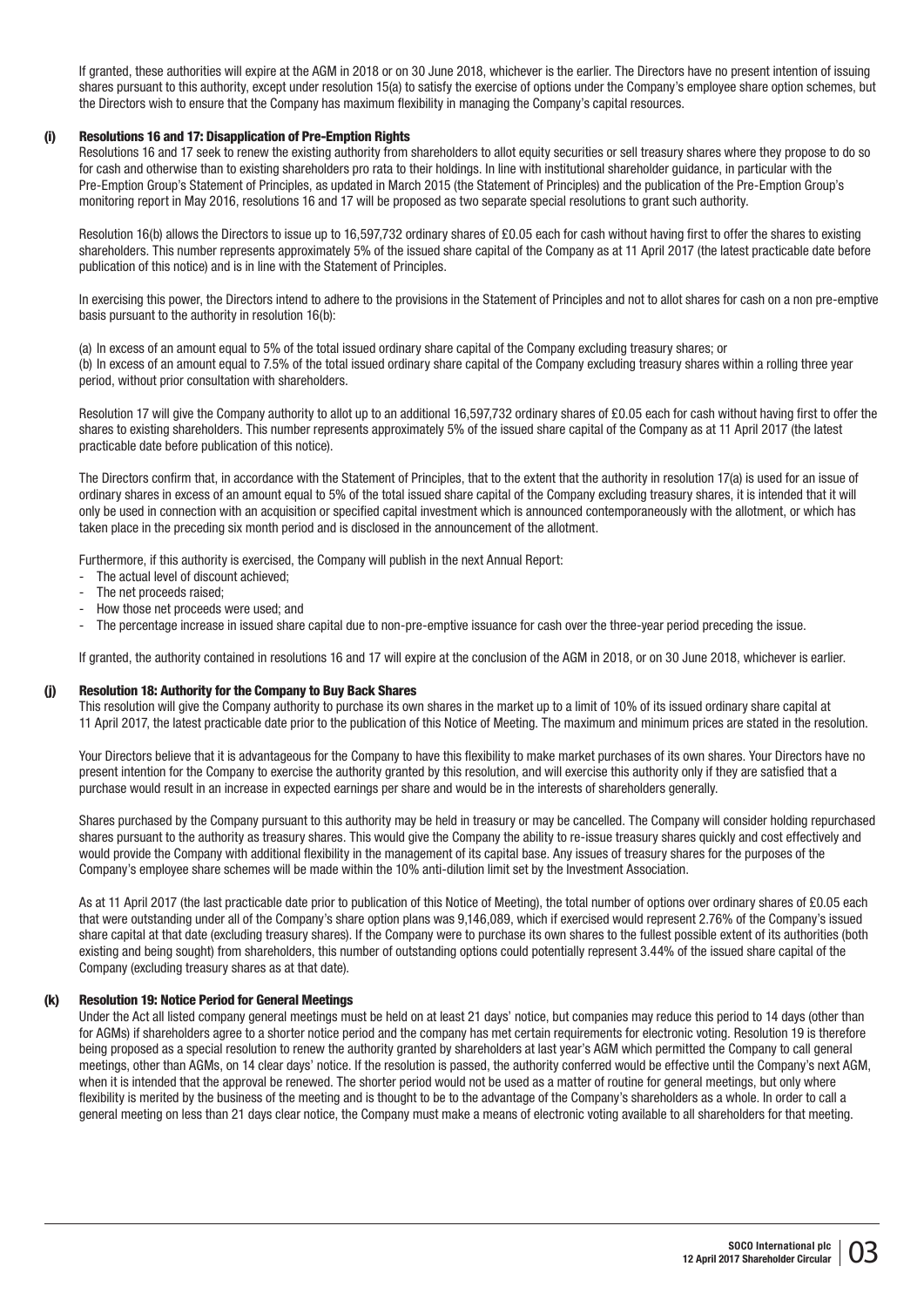If granted, these authorities will expire at the AGM in 2018 or on 30 June 2018, whichever is the earlier. The Directors have no present intention of issuing shares pursuant to this authority, except under resolution 15(a) to satisfy the exercise of options under the Company's employee share option schemes, but the Directors wish to ensure that the Company has maximum flexibility in managing the Company's capital resources.

### (i) Resolutions 16 and 17: Disapplication of Pre-Emption Rights

Resolutions 16 and 17 seek to renew the existing authority from shareholders to allot equity securities or sell treasury shares where they propose to do so for cash and otherwise than to existing shareholders pro rata to their holdings. In line with institutional shareholder guidance, in particular with the Pre-Emption Group's Statement of Principles, as updated in March 2015 (the Statement of Principles) and the publication of the Pre-Emption Group's monitoring report in May 2016, resolutions 16 and 17 will be proposed as two separate special resolutions to grant such authority.

Resolution 16(b) allows the Directors to issue up to 16,597,732 ordinary shares of £0.05 each for cash without having first to offer the shares to existing shareholders. This number represents approximately 5% of the issued share capital of the Company as at 11 April 2017 (the latest practicable date before publication of this notice) and is in line with the Statement of Principles.

In exercising this power, the Directors intend to adhere to the provisions in the Statement of Principles and not to allot shares for cash on a non pre-emptive basis pursuant to the authority in resolution 16(b):

(a) In excess of an amount equal to 5% of the total issued ordinary share capital of the Company excluding treasury shares; or
(b) In excess of an amount equal to 7.5% of the total issued ordinary share capital of the Company excluding treasury shares within a rolling three year period, without prior consultation with shareholders.

Resolution 17 will give the Company authority to allot up to an additional 16,597,732 ordinary shares of £0.05 each for cash without having first to offer the shares to existing shareholders. This number represents approximately 5% of the issued share capital of the Company as at 11 April 2017 (the latest practicable date before publication of this notice).

The Directors confirm that, in accordance with the Statement of Principles, that to the extent that the authority in resolution 17(a) is used for an issue of ordinary shares in excess of an amount equal to 5% of the total issued share capital of the Company excluding treasury shares, it is intended that it will only be used in connection with an acquisition or specified capital investment which is announced contemporaneously with the allotment, or which has taken place in the preceding six month period and is disclosed in the announcement of the allotment.

Furthermore, if this authority is exercised, the Company will publish in the next Annual Report:

- The actual level of discount achieved;
- The net proceeds raised;
- How those net proceeds were used; and
- The percentage increase in issued share capital due to non-pre-emptive issuance for cash over the three-year period preceding the issue.

If granted, the authority contained in resolutions 16 and 17 will expire at the conclusion of the AGM in 2018, or on 30 June 2018, whichever is earlier.

### (j) Resolution 18: Authority for the Company to Buy Back Shares

This resolution will give the Company authority to purchase its own shares in the market up to a limit of 10% of its issued ordinary share capital at 11 April 2017, the latest practicable date prior to the publication of this Notice of Meeting. The maximum and minimum prices are stated in the resolution.

Your Directors believe that it is advantageous for the Company to have this flexibility to make market purchases of its own shares. Your Directors have no present intention for the Company to exercise the authority granted by this resolution, and will exercise this authority only if they are satisfied that a purchase would result in an increase in expected earnings per share and would be in the interests of shareholders generally.

Shares purchased by the Company pursuant to this authority may be held in treasury or may be cancelled. The Company will consider holding repurchased shares pursuant to the authority as treasury shares. This would give the Company the ability to re-issue treasury shares quickly and cost effectively and would provide the Company with additional flexibility in the management of its capital base. Any issues of treasury shares for the purposes of the Company's employee share schemes will be made within the 10% anti-dilution limit set by the Investment Association.

As at 11 April 2017 (the last practicable date prior to publication of this Notice of Meeting), the total number of options over ordinary shares of £0.05 each that were outstanding under all of the Company's share option plans was 9,146,089, which if exercised would represent 2.76% of the Company's issued share capital at that date (excluding treasury shares). If the Company were to purchase its own shares to the fullest possible extent of its authorities (both existing and being sought) from shareholders, this number of outstanding options could potentially represent 3.44% of the issued share capital of the Company (excluding treasury shares as at that date).

### (k) Resolution 19: Notice Period for General Meetings

Under the Act all listed company general meetings must be held on at least 21 days' notice, but companies may reduce this period to 14 days (other than for AGMs) if shareholders agree to a shorter notice period and the company has met certain requirements for electronic voting. Resolution 19 is therefore being proposed as a special resolution to renew the authority granted by shareholders at last year's AGM which permitted the Company to call general meetings, other than AGMs, on 14 clear days' notice. If the resolution is passed, the authority conferred would be effective until the Company's next AGM, when it is intended that the approval be renewed. The shorter period would not be used as a matter of routine for general meetings, but only where flexibility is merited by the business of the meeting and is thought to be to the advantage of the Company's shareholders as a whole. In order to call a general meeting on less than 21 days clear notice, the Company must make a means of electronic voting available to all shareholders for that meeting.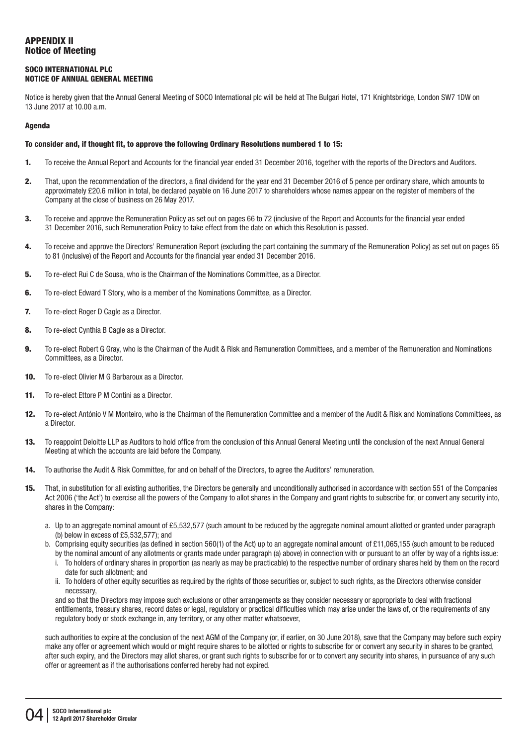## APPENDIX II
## Notice of Meeting

**SOCO INTERNATIONAL PLC**
**NOTICE OF ANNUAL GENERAL MEETING**

Notice is hereby given that the Annual General Meeting of SOCO International plc will be held at The Bulgari Hotel, 171 Knightsbridge, London SW7 1DW on 13 June 2017 at 10.00 a.m.

### Agenda

**To consider and, if thought fit, to approve the following Ordinary Resolutions numbered 1 to 15:**

**1.** To receive the Annual Report and Accounts for the financial year ended 31 December 2016, together with the reports of the Directors and Auditors.

**2.** That, upon the recommendation of the directors, a final dividend for the year end 31 December 2016 of 5 pence per ordinary share, which amounts to approximately £20.6 million in total, be declared payable on 16 June 2017 to shareholders whose names appear on the register of members of the Company at the close of business on 26 May 2017.

**3.** To receive and approve the Remuneration Policy as set out on pages 66 to 72 (inclusive of the Report and Accounts for the financial year ended 31 December 2016, such Remuneration Policy to take effect from the date on which this Resolution is passed.

**4.** To receive and approve the Directors' Remuneration Report (excluding the part containing the summary of the Remuneration Policy) as set out on pages 65 to 81 (inclusive) of the Report and Accounts for the financial year ended 31 December 2016.

**5.** To re-elect Rui C de Sousa, who is the Chairman of the Nominations Committee, as a Director.

**6.** To re-elect Edward T Story, who is a member of the Nominations Committee, as a Director.

**7.** To re-elect Roger D Cagle as a Director.

**8.** To re-elect Cynthia B Cagle as a Director.

**9.** To re-elect Robert G Gray, who is the Chairman of the Audit & Risk and Remuneration Committees, and a member of the Remuneration and Nominations Committees, as a Director.

**10.** To re-elect Olivier M G Barbaroux as a Director.

**11.** To re-elect Ettore P M Contini as a Director.

**12.** To re-elect António V M Monteiro, who is the Chairman of the Remuneration Committee and a member of the Audit & Risk and Nominations Committees, as a Director.

**13.** To reappoint Deloitte LLP as Auditors to hold office from the conclusion of this Annual General Meeting until the conclusion of the next Annual General Meeting at which the accounts are laid before the Company.

**14.** To authorise the Audit & Risk Committee, for and on behalf of the Directors, to agree the Auditors' remuneration.

**15.** That, in substitution for all existing authorities, the Directors be generally and unconditionally authorised in accordance with section 551 of the Companies Act 2006 ('the Act') to exercise all the powers of the Company to allot shares in the Company and grant rights to subscribe for, or convert any security into, shares in the Company:

a. Up to an aggregate nominal amount of £5,532,577 (such amount to be reduced by the aggregate nominal amount allotted or granted under paragraph (b) below in excess of £5,532,577); and

b. Comprising equity securities (as defined in section 560(1) of the Act) up to an aggregate nominal amount of £11,065,155 (such amount to be reduced by the nominal amount of any allotments or grants made under paragraph (a) above) in connection with or pursuant to an offer by way of a rights issue:

   i. To holders of ordinary shares in proportion (as nearly as may be practicable) to the respective number of ordinary shares held by them on the record date for such allotment; and

   ii. To holders of other equity securities as required by the rights of those securities or, subject to such rights, as the Directors otherwise consider necessary,

   and so that the Directors may impose such exclusions or other arrangements as they consider necessary or appropriate to deal with fractional entitlements, treasury shares, record dates or legal, regulatory or practical difficulties which may arise under the laws of, or the requirements of any regulatory body or stock exchange in, any territory, or any other matter whatsoever,

such authorities to expire at the conclusion of the next AGM of the Company (or, if earlier, on 30 June 2018), save that the Company may before such expiry make any offer or agreement which would or might require shares to be allotted or rights to subscribe for or convert any security in shares to be granted, after such expiry, and the Directors may allot shares, or grant such rights to subscribe for or to convert any security into shares, in pursuance of any such offer or agreement as if the authorisations conferred hereby had not expired.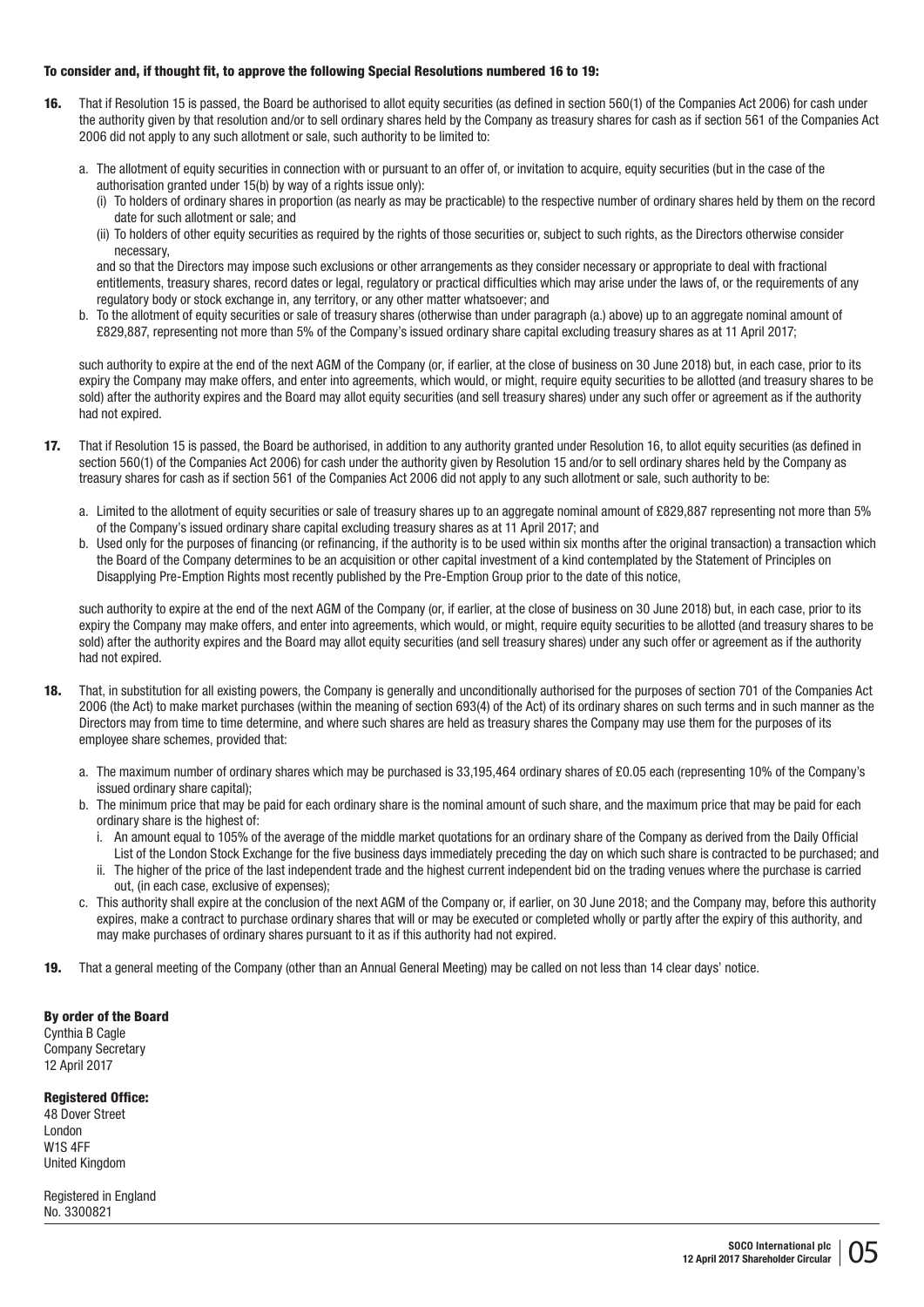**To consider and, if thought fit, to approve the following Special Resolutions numbered 16 to 19:**

**16.** That if Resolution 15 is passed, the Board be authorised to allot equity securities (as defined in section 560(1) of the Companies Act 2006) for cash under the authority given by that resolution and/or to sell ordinary shares held by the Company as treasury shares for cash as if section 561 of the Companies Act 2006 did not apply to any such allotment or sale, such authority to be limited to:

a. The allotment of equity securities in connection with or pursuant to an offer of, or invitation to acquire, equity securities (but in the case of the authorisation granted under 15(b) by way of a rights issue only):
   (i) To holders of ordinary shares in proportion (as nearly as may be practicable) to the respective number of ordinary shares held by them on the record date for such allotment or sale; and
   (ii) To holders of other equity securities as required by the rights of those securities or, subject to such rights, as the Directors otherwise consider necessary,

   and so that the Directors may impose such exclusions or other arrangements as they consider necessary or appropriate to deal with fractional entitlements, treasury shares, record dates or legal, regulatory or practical difficulties which may arise under the laws of, or the requirements of any regulatory body or stock exchange in, any territory, or any other matter whatsoever; and

b. To the allotment of equity securities or sale of treasury shares (otherwise than under paragraph (a.) above) up to an aggregate nominal amount of £829,887, representing not more than 5% of the Company's issued ordinary share capital excluding treasury shares as at 11 April 2017;

such authority to expire at the end of the next AGM of the Company (or, if earlier, at the close of business on 30 June 2018) but, in each case, prior to its expiry the Company may make offers, and enter into agreements, which would, or might, require equity securities to be allotted (and treasury shares to be sold) after the authority expires and the Board may allot equity securities (and sell treasury shares) under any such offer or agreement as if the authority had not expired.

**17.** That if Resolution 15 is passed, the Board be authorised, in addition to any authority granted under Resolution 16, to allot equity securities (as defined in section 560(1) of the Companies Act 2006) for cash under the authority given by Resolution 15 and/or to sell ordinary shares held by the Company as treasury shares for cash as if section 561 of the Companies Act 2006 did not apply to any such allotment or sale, such authority to be:

a. Limited to the allotment of equity securities or sale of treasury shares up to an aggregate nominal amount of £829,887 representing not more than 5% of the Company's issued ordinary share capital excluding treasury shares as at 11 April 2017; and

b. Used only for the purposes of financing (or refinancing, if the authority is to be used within six months after the original transaction) a transaction which the Board of the Company determines to be an acquisition or other capital investment of a kind contemplated by the Statement of Principles on Disapplying Pre-Emption Rights most recently published by the Pre-Emption Group prior to the date of this notice,

such authority to expire at the end of the next AGM of the Company (or, if earlier, at the close of business on 30 June 2018) but, in each case, prior to its expiry the Company may make offers, and enter into agreements, which would, or might, require equity securities to be allotted (and treasury shares to be sold) after the authority expires and the Board may allot equity securities (and sell treasury shares) under any such offer or agreement as if the authority had not expired.

**18.** That, in substitution for all existing powers, the Company is generally and unconditionally authorised for the purposes of section 701 of the Companies Act 2006 (the Act) to make market purchases (within the meaning of section 693(4) of the Act) of its ordinary shares on such terms and in such manner as the Directors may from time to time determine, and where such shares are held as treasury shares the Company may use them for the purposes of its employee share schemes, provided that:

a. The maximum number of ordinary shares which may be purchased is 33,195,464 ordinary shares of £0.05 each (representing 10% of the Company's issued ordinary share capital);

b. The minimum price that may be paid for each ordinary share is the nominal amount of such share, and the maximum price that may be paid for each ordinary share is the highest of:
   i. An amount equal to 105% of the average of the middle market quotations for an ordinary share of the Company as derived from the Daily Official List of the London Stock Exchange for the five business days immediately preceding the day on which such share is contracted to be purchased; and
   ii. The higher of the price of the last independent trade and the highest current independent bid on the trading venues where the purchase is carried out, (in each case, exclusive of expenses);

c. This authority shall expire at the conclusion of the next AGM of the Company or, if earlier, on 30 June 2018; and the Company may, before this authority expires, make a contract to purchase ordinary shares that will or may be executed or completed wholly or partly after the expiry of this authority, and may make purchases of ordinary shares pursuant to it as if this authority had not expired.

**19.** That a general meeting of the Company (other than an Annual General Meeting) may be called on not less than 14 clear days' notice.

**By order of the Board**
Cynthia B Cagle
Company Secretary
12 April 2017

**Registered Office:**
48 Dover Street
London
W1S 4FF
United Kingdom

Registered in England
No. 3300821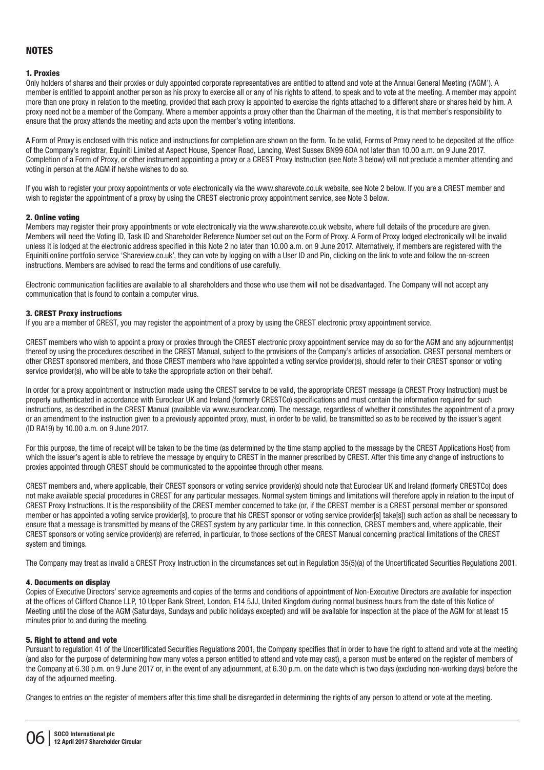# NOTES

### 1. Proxies

Only holders of shares and their proxies or duly appointed corporate representatives are entitled to attend and vote at the Annual General Meeting ('AGM'). A member is entitled to appoint another person as his proxy to exercise all or any of his rights to attend, to speak and to vote at the meeting. A member may appoint more than one proxy in relation to the meeting, provided that each proxy is appointed to exercise the rights attached to a different share or shares held by him. A proxy need not be a member of the Company. Where a member appoints a proxy other than the Chairman of the meeting, it is that member's responsibility to ensure that the proxy attends the meeting and acts upon the member's voting intentions.

A Form of Proxy is enclosed with this notice and instructions for completion are shown on the form. To be valid, Forms of Proxy need to be deposited at the office of the Company's registrar, Equiniti Limited at Aspect House, Spencer Road, Lancing, West Sussex BN99 6DA not later than 10.00 a.m. on 9 June 2017. Completion of a Form of Proxy, or other instrument appointing a proxy or a CREST Proxy Instruction (see Note 3 below) will not preclude a member attending and voting in person at the AGM if he/she wishes to do so.

If you wish to register your proxy appointments or vote electronically via the www.sharevote.co.uk website, see Note 2 below. If you are a CREST member and wish to register the appointment of a proxy by using the CREST electronic proxy appointment service, see Note 3 below.

### 2. Online voting

Members may register their proxy appointments or vote electronically via the www.sharevote.co.uk website, where full details of the procedure are given. Members will need the Voting ID, Task ID and Shareholder Reference Number set out on the Form of Proxy. A Form of Proxy lodged electronically will be invalid unless it is lodged at the electronic address specified in this Note 2 no later than 10.00 a.m. on 9 June 2017. Alternatively, if members are registered with the Equiniti online portfolio service 'Shareview.co.uk', they can vote by logging on with a User ID and Pin, clicking on the link to vote and follow the on-screen instructions. Members are advised to read the terms and conditions of use carefully.

Electronic communication facilities are available to all shareholders and those who use them will not be disadvantaged. The Company will not accept any communication that is found to contain a computer virus.

### 3. CREST Proxy instructions

If you are a member of CREST, you may register the appointment of a proxy by using the CREST electronic proxy appointment service.

CREST members who wish to appoint a proxy or proxies through the CREST electronic proxy appointment service may do so for the AGM and any adjournment(s) thereof by using the procedures described in the CREST Manual, subject to the provisions of the Company's articles of association. CREST personal members or other CREST sponsored members, and those CREST members who have appointed a voting service provider(s), should refer to their CREST sponsor or voting service provider(s), who will be able to take the appropriate action on their behalf.

In order for a proxy appointment or instruction made using the CREST service to be valid, the appropriate CREST message (a CREST Proxy Instruction) must be properly authenticated in accordance with Euroclear UK and Ireland (formerly CRESTCo) specifications and must contain the information required for such instructions, as described in the CREST Manual (available via www.euroclear.com). The message, regardless of whether it constitutes the appointment of a proxy or an amendment to the instruction given to a previously appointed proxy, must, in order to be valid, be transmitted so as to be received by the issuer's agent (ID RA19) by 10.00 a.m. on 9 June 2017.

For this purpose, the time of receipt will be taken to be the time (as determined by the time stamp applied to the message by the CREST Applications Host) from which the issuer's agent is able to retrieve the message by enquiry to CREST in the manner prescribed by CREST. After this time any change of instructions to proxies appointed through CREST should be communicated to the appointee through other means.

CREST members and, where applicable, their CREST sponsors or voting service provider(s) should note that Euroclear UK and Ireland (formerly CRESTCo) does not make available special procedures in CREST for any particular messages. Normal system timings and limitations will therefore apply in relation to the input of CREST Proxy Instructions. It is the responsibility of the CREST member concerned to take (or, if the CREST member is a CREST personal member or sponsored member or has appointed a voting service provider[s], to procure that his CREST sponsor or voting service provider[s] take[s]) such action as shall be necessary to ensure that a message is transmitted by means of the CREST system by any particular time. In this connection, CREST members and, where applicable, their CREST sponsors or voting service provider(s) are referred, in particular, to those sections of the CREST Manual concerning practical limitations of the CREST system and timings.

The Company may treat as invalid a CREST Proxy Instruction in the circumstances set out in Regulation 35(5)(a) of the Uncertificated Securities Regulations 2001.

### 4. Documents on display

Copies of Executive Directors' service agreements and copies of the terms and conditions of appointment of Non-Executive Directors are available for inspection at the offices of Clifford Chance LLP, 10 Upper Bank Street, London, E14 5JJ, United Kingdom during normal business hours from the date of this Notice of Meeting until the close of the AGM (Saturdays, Sundays and public holidays excepted) and will be available for inspection at the place of the AGM for at least 15 minutes prior to and during the meeting.

### 5. Right to attend and vote

Pursuant to regulation 41 of the Uncertificated Securities Regulations 2001, the Company specifies that in order to have the right to attend and vote at the meeting (and also for the purpose of determining how many votes a person entitled to attend and vote may cast), a person must be entered on the register of members of the Company at 6.30 p.m. on 9 June 2017 or, in the event of any adjournment, at 6.30 p.m. on the date which is two days (excluding non-working days) before the day of the adjourned meeting.

Changes to entries on the register of members after this time shall be disregarded in determining the rights of any person to attend or vote at the meeting.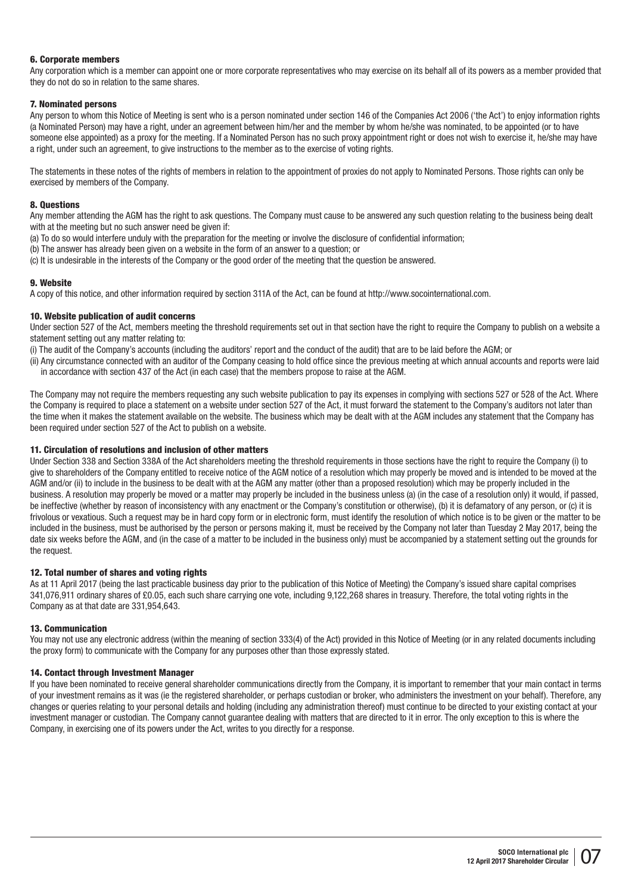#### 6. Corporate members

Any corporation which is a member can appoint one or more corporate representatives who may exercise on its behalf all of its powers as a member provided that they do not do so in relation to the same shares.

#### 7. Nominated persons

Any person to whom this Notice of Meeting is sent who is a person nominated under section 146 of the Companies Act 2006 ('the Act') to enjoy information rights (a Nominated Person) may have a right, under an agreement between him/her and the member by whom he/she was nominated, to be appointed (or to have someone else appointed) as a proxy for the meeting. If a Nominated Person has no such proxy appointment right or does not wish to exercise it, he/she may have a right, under such an agreement, to give instructions to the member as to the exercise of voting rights.

The statements in these notes of the rights of members in relation to the appointment of proxies do not apply to Nominated Persons. Those rights can only be exercised by members of the Company.

#### 8. Questions

Any member attending the AGM has the right to ask questions. The Company must cause to be answered any such question relating to the business being dealt with at the meeting but no such answer need be given if:

(a) To do so would interfere unduly with the preparation for the meeting or involve the disclosure of confidential information;

(b) The answer has already been given on a website in the form of an answer to a question; or

(c) It is undesirable in the interests of the Company or the good order of the meeting that the question be answered.

#### 9. Website

A copy of this notice, and other information required by section 311A of the Act, can be found at http://www.socointernational.com.

#### 10. Website publication of audit concerns

Under section 527 of the Act, members meeting the threshold requirements set out in that section have the right to require the Company to publish on a website a statement setting out any matter relating to:

(i) The audit of the Company's accounts (including the auditors' report and the conduct of the audit) that are to be laid before the AGM; or

(ii) Any circumstance connected with an auditor of the Company ceasing to hold office since the previous meeting at which annual accounts and reports were laid in accordance with section 437 of the Act (in each case) that the members propose to raise at the AGM.

The Company may not require the members requesting any such website publication to pay its expenses in complying with sections 527 or 528 of the Act. Where the Company is required to place a statement on a website under section 527 of the Act, it must forward the statement to the Company's auditors not later than the time when it makes the statement available on the website. The business which may be dealt with at the AGM includes any statement that the Company has been required under section 527 of the Act to publish on a website.

#### 11. Circulation of resolutions and inclusion of other matters

Under Section 338 and Section 338A of the Act shareholders meeting the threshold requirements in those sections have the right to require the Company (i) to give to shareholders of the Company entitled to receive notice of the AGM notice of a resolution which may properly be moved and is intended to be moved at the AGM and/or (ii) to include in the business to be dealt with at the AGM any matter (other than a proposed resolution) which may be properly included in the business. A resolution may properly be moved or a matter may properly be included in the business unless (a) (in the case of a resolution only) it would, if passed, be ineffective (whether by reason of inconsistency with any enactment or the Company's constitution or otherwise), (b) it is defamatory of any person, or (c) it is frivolous or vexatious. Such a request may be in hard copy form or in electronic form, must identify the resolution of which notice is to be given or the matter to be included in the business, must be authorised by the person or persons making it, must be received by the Company not later than Tuesday 2 May 2017, being the date six weeks before the AGM, and (in the case of a matter to be included in the business only) must be accompanied by a statement setting out the grounds for the request.

#### 12. Total number of shares and voting rights

As at 11 April 2017 (being the last practicable business day prior to the publication of this Notice of Meeting) the Company's issued share capital comprises 341,076,911 ordinary shares of £0.05, each such share carrying one vote, including 9,122,268 shares in treasury. Therefore, the total voting rights in the Company as at that date are 331,954,643.

#### 13. Communication

You may not use any electronic address (within the meaning of section 333(4) of the Act) provided in this Notice of Meeting (or in any related documents including the proxy form) to communicate with the Company for any purposes other than those expressly stated.

#### 14. Contact through Investment Manager

If you have been nominated to receive general shareholder communications directly from the Company, it is important to remember that your main contact in terms of your investment remains as it was (ie the registered shareholder, or perhaps custodian or broker, who administers the investment on your behalf). Therefore, any changes or queries relating to your personal details and holding (including any administration thereof) must continue to be directed to your existing contact at your investment manager or custodian. The Company cannot guarantee dealing with matters that are directed to it in error. The only exception to this is where the Company, in exercising one of its powers under the Act, writes to you directly for a response.